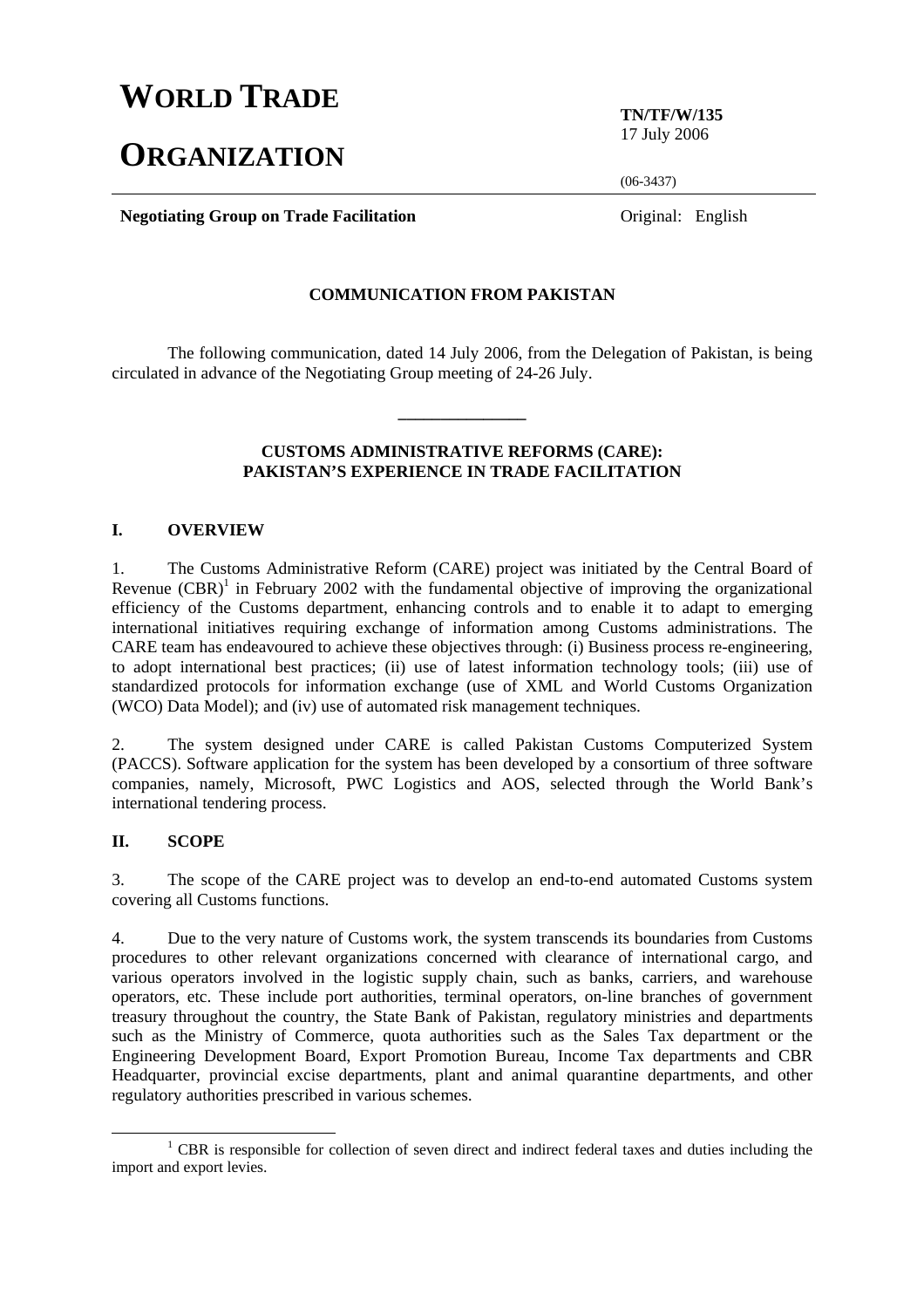# WORLD TRADE ORGANIZATION

**TN/TF/W/135**
17 July 2006

(06-3437)

**Negotiating Group on Trade Facilitation**

Original: English

## COMMUNICATION FROM PAKISTAN

The following communication, dated 14 July 2006, from the Delegation of Pakistan, is being circulated in advance of the Negotiating Group meeting of 24-26 July.

---

## CUSTOMS ADMINISTRATIVE REFORMS (CARE): PAKISTAN'S EXPERIENCE IN TRADE FACILITATION

### I. OVERVIEW

1. The Customs Administrative Reform (CARE) project was initiated by the Central Board of Revenue (CBR)[1] in February 2002 with the fundamental objective of improving the organizational efficiency of the Customs department, enhancing controls and to enable it to adapt to emerging international initiatives requiring exchange of information among Customs administrations. The CARE team has endeavoured to achieve these objectives through: (i) Business process re-engineering, to adopt international best practices; (ii) use of latest information technology tools; (iii) use of standardized protocols for information exchange (use of XML and World Customs Organization (WCO) Data Model); and (iv) use of automated risk management techniques.

2. The system designed under CARE is called Pakistan Customs Computerized System (PACCS). Software application for the system has been developed by a consortium of three software companies, namely, Microsoft, PWC Logistics and AOS, selected through the World Bank's international tendering process.

### II. SCOPE

3. The scope of the CARE project was to develop an end-to-end automated Customs system covering all Customs functions.

4. Due to the very nature of Customs work, the system transcends its boundaries from Customs procedures to other relevant organizations concerned with clearance of international cargo, and various operators involved in the logistic supply chain, such as banks, carriers, and warehouse operators, etc. These include port authorities, terminal operators, on-line branches of government treasury throughout the country, the State Bank of Pakistan, regulatory ministries and departments such as the Ministry of Commerce, quota authorities such as the Sales Tax department or the Engineering Development Board, Export Promotion Bureau, Income Tax departments and CBR Headquarter, provincial excise departments, plant and animal quarantine departments, and other regulatory authorities prescribed in various schemes.

---

[1] CBR is responsible for collection of seven direct and indirect federal taxes and duties including the import and export levies.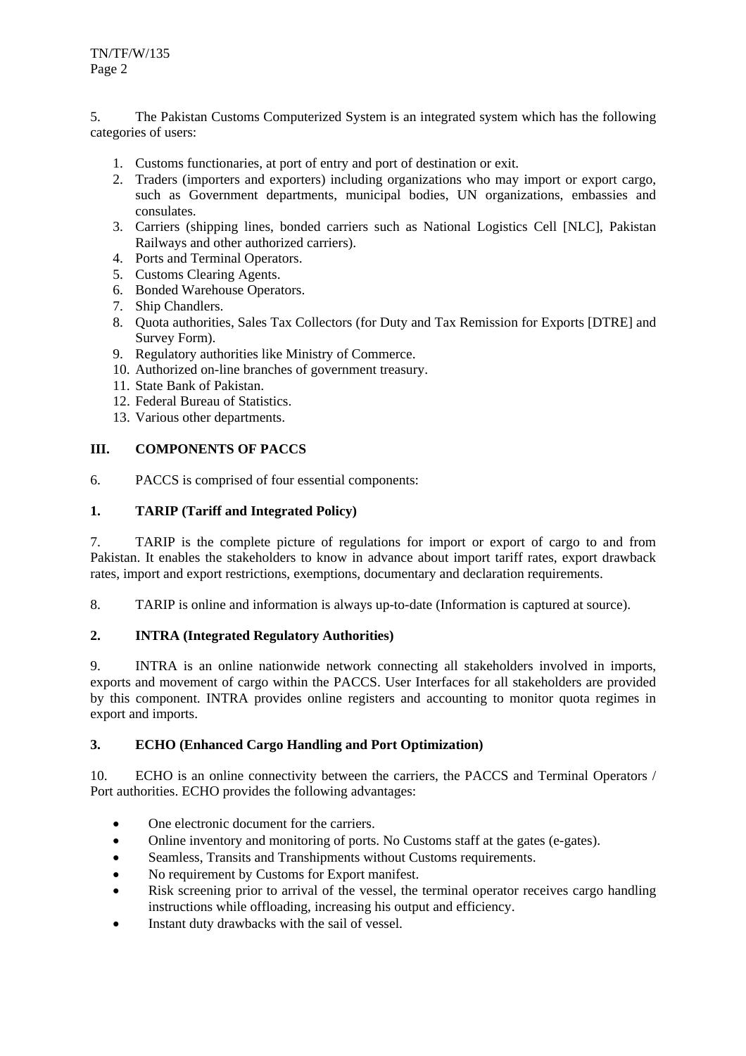5. The Pakistan Customs Computerized System is an integrated system which has the following categories of users:

1. Customs functionaries, at port of entry and port of destination or exit.
2. Traders (importers and exporters) including organizations who may import or export cargo, such as Government departments, municipal bodies, UN organizations, embassies and consulates.
3. Carriers (shipping lines, bonded carriers such as National Logistics Cell [NLC], Pakistan Railways and other authorized carriers).
4. Ports and Terminal Operators.
5. Customs Clearing Agents.
6. Bonded Warehouse Operators.
7. Ship Chandlers.
8. Quota authorities, Sales Tax Collectors (for Duty and Tax Remission for Exports [DTRE] and Survey Form).
9. Regulatory authorities like Ministry of Commerce.
10. Authorized on-line branches of government treasury.
11. State Bank of Pakistan.
12. Federal Bureau of Statistics.
13. Various other departments.

## III. COMPONENTS OF PACCS

6. PACCS is comprised of four essential components:

### 1. TARIP (Tariff and Integrated Policy)

7. TARIP is the complete picture of regulations for import or export of cargo to and from Pakistan. It enables the stakeholders to know in advance about import tariff rates, export drawback rates, import and export restrictions, exemptions, documentary and declaration requirements.

8. TARIP is online and information is always up-to-date (Information is captured at source).

### 2. INTRA (Integrated Regulatory Authorities)

9. INTRA is an online nationwide network connecting all stakeholders involved in imports, exports and movement of cargo within the PACCS. User Interfaces for all stakeholders are provided by this component. INTRA provides online registers and accounting to monitor quota regimes in export and imports.

### 3. ECHO (Enhanced Cargo Handling and Port Optimization)

10. ECHO is an online connectivity between the carriers, the PACCS and Terminal Operators / Port authorities. ECHO provides the following advantages:

- One electronic document for the carriers.
- Online inventory and monitoring of ports. No Customs staff at the gates (e-gates).
- Seamless, Transits and Transhipments without Customs requirements.
- No requirement by Customs for Export manifest.
- Risk screening prior to arrival of the vessel, the terminal operator receives cargo handling instructions while offloading, increasing his output and efficiency.
- Instant duty drawbacks with the sail of vessel.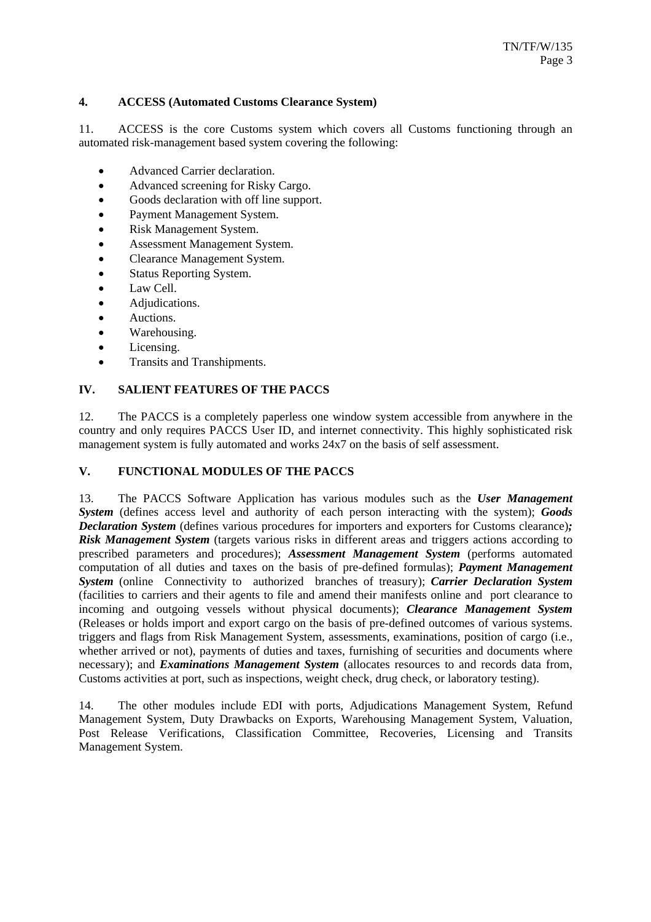#### 4. ACCESS (Automated Customs Clearance System)

11. ACCESS is the core Customs system which covers all Customs functioning through an automated risk-management based system covering the following:

- Advanced Carrier declaration.
- Advanced screening for Risky Cargo.
- Goods declaration with off line support.
- Payment Management System.
- Risk Management System.
- Assessment Management System.
- Clearance Management System.
- Status Reporting System.
- Law Cell.
- Adjudications.
- Auctions.
- Warehousing.
- Licensing.
- Transits and Transhipments.

## IV. SALIENT FEATURES OF THE PACCS

12. The PACCS is a completely paperless one window system accessible from anywhere in the country and only requires PACCS User ID, and internet connectivity. This highly sophisticated risk management system is fully automated and works 24x7 on the basis of self assessment.

## V. FUNCTIONAL MODULES OF THE PACCS

13. The PACCS Software Application has various modules such as the ***User Management System*** (defines access level and authority of each person interacting with the system); ***Goods Declaration System*** (defines various procedures for importers and exporters for Customs clearance)***;*** ***Risk Management System*** (targets various risks in different areas and triggers actions according to prescribed parameters and procedures); ***Assessment Management System*** (performs automated computation of all duties and taxes on the basis of pre-defined formulas); ***Payment Management System*** (online Connectivity to authorized branches of treasury); ***Carrier Declaration System*** (facilities to carriers and their agents to file and amend their manifests online and port clearance to incoming and outgoing vessels without physical documents); ***Clearance Management System*** (Releases or holds import and export cargo on the basis of pre-defined outcomes of various systems. triggers and flags from Risk Management System, assessments, examinations, position of cargo (i.e., whether arrived or not), payments of duties and taxes, furnishing of securities and documents where necessary); and ***Examinations Management System*** (allocates resources to and records data from, Customs activities at port, such as inspections, weight check, drug check, or laboratory testing).

14. The other modules include EDI with ports, Adjudications Management System, Refund Management System, Duty Drawbacks on Exports, Warehousing Management System, Valuation, Post Release Verifications, Classification Committee, Recoveries, Licensing and Transits Management System.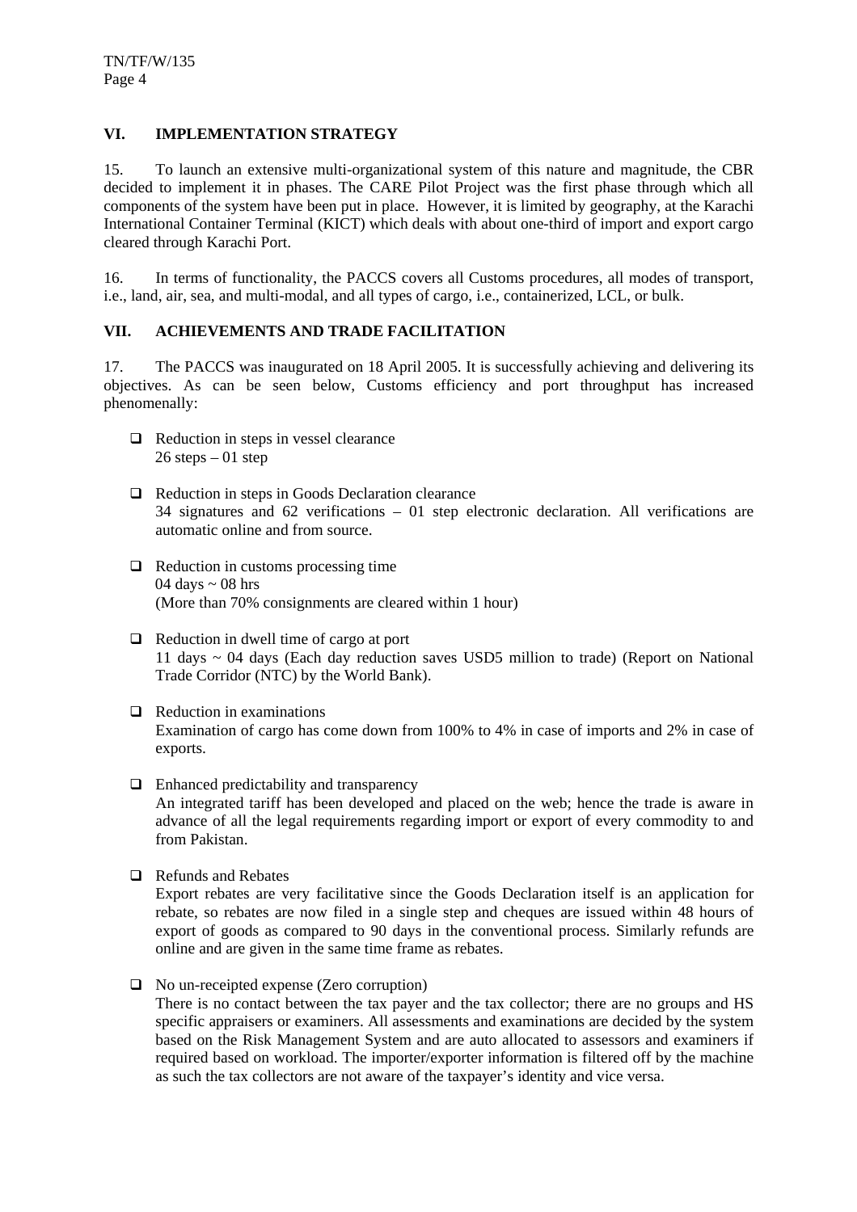## VI. IMPLEMENTATION STRATEGY

15. To launch an extensive multi-organizational system of this nature and magnitude, the CBR decided to implement it in phases. The CARE Pilot Project was the first phase through which all components of the system have been put in place. However, it is limited by geography, at the Karachi International Container Terminal (KICT) which deals with about one-third of import and export cargo cleared through Karachi Port.

16. In terms of functionality, the PACCS covers all Customs procedures, all modes of transport, i.e., land, air, sea, and multi-modal, and all types of cargo, i.e., containerized, LCL, or bulk.

## VII. ACHIEVEMENTS AND TRADE FACILITATION

17. The PACCS was inaugurated on 18 April 2005. It is successfully achieving and delivering its objectives. As can be seen below, Customs efficiency and port throughput has increased phenomenally:

- Reduction in steps in vessel clearance
  26 steps – 01 step

- Reduction in steps in Goods Declaration clearance
  34 signatures and 62 verifications – 01 step electronic declaration. All verifications are automatic online and from source.

- Reduction in customs processing time
  04 days ~ 08 hrs
  (More than 70% consignments are cleared within 1 hour)

- Reduction in dwell time of cargo at port
  11 days ~ 04 days (Each day reduction saves USD5 million to trade) (Report on National Trade Corridor (NTC) by the World Bank).

- Reduction in examinations
  Examination of cargo has come down from 100% to 4% in case of imports and 2% in case of exports.

- Enhanced predictability and transparency
  An integrated tariff has been developed and placed on the web; hence the trade is aware in advance of all the legal requirements regarding import or export of every commodity to and from Pakistan.

- Refunds and Rebates
  Export rebates are very facilitative since the Goods Declaration itself is an application for rebate, so rebates are now filed in a single step and cheques are issued within 48 hours of export of goods as compared to 90 days in the conventional process. Similarly refunds are online and are given in the same time frame as rebates.

- No un-receipted expense (Zero corruption)
  There is no contact between the tax payer and the tax collector; there are no groups and HS specific appraisers or examiners. All assessments and examinations are decided by the system based on the Risk Management System and are auto allocated to assessors and examiners if required based on workload. The importer/exporter information is filtered off by the machine as such the tax collectors are not aware of the taxpayer's identity and vice versa.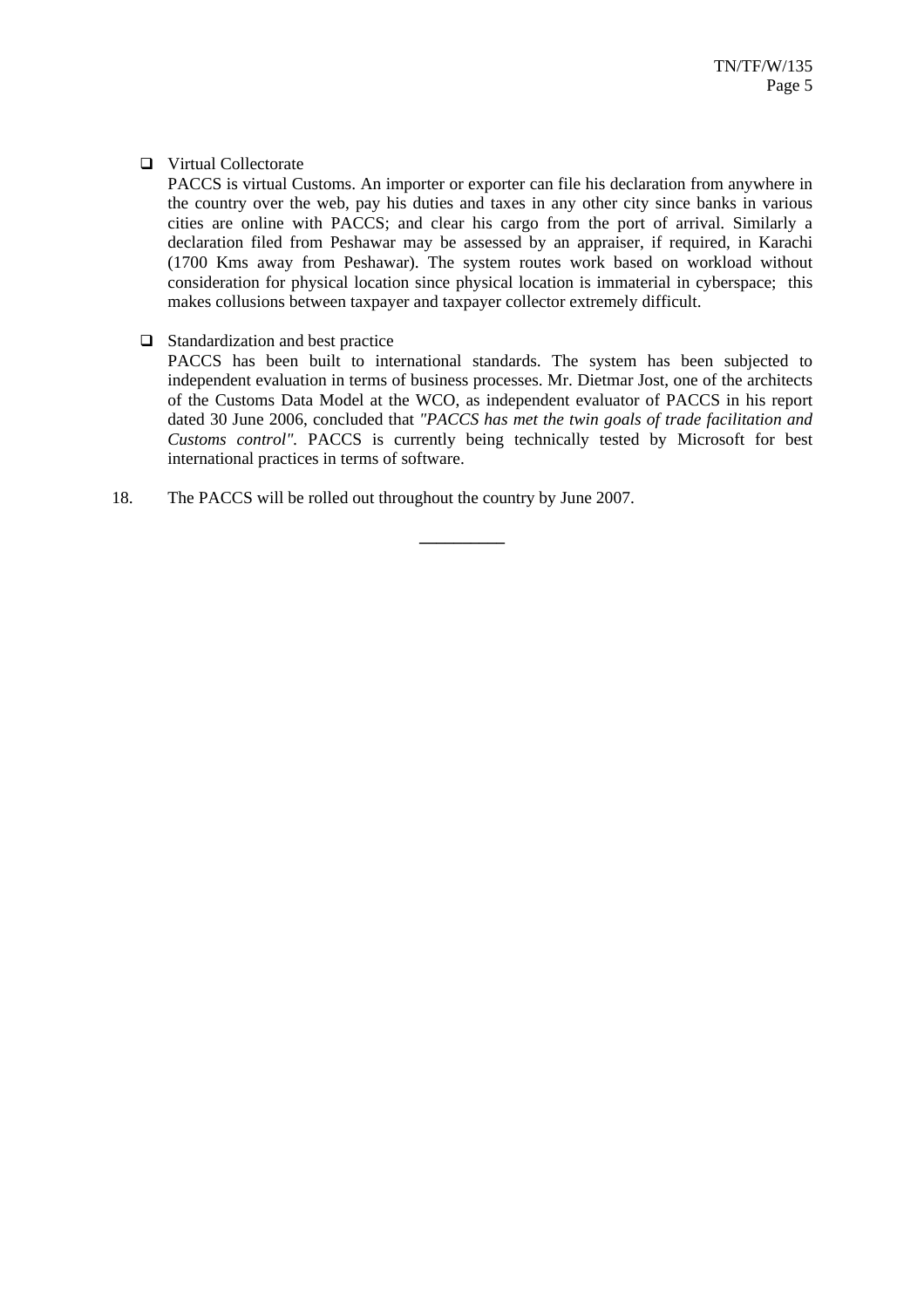- Virtual Collectorate

  PACCS is virtual Customs. An importer or exporter can file his declaration from anywhere in the country over the web, pay his duties and taxes in any other city since banks in various cities are online with PACCS; and clear his cargo from the port of arrival. Similarly a declaration filed from Peshawar may be assessed by an appraiser, if required, in Karachi (1700 Kms away from Peshawar). The system routes work based on workload without consideration for physical location since physical location is immaterial in cyberspace; this makes collusions between taxpayer and taxpayer collector extremely difficult.

- Standardization and best practice

  PACCS has been built to international standards. The system has been subjected to independent evaluation in terms of business processes. Mr. Dietmar Jost, one of the architects of the Customs Data Model at the WCO, as independent evaluator of PACCS in his report dated 30 June 2006, concluded that *"PACCS has met the twin goals of trade facilitation and Customs control"*. PACCS is currently being technically tested by Microsoft for best international practices in terms of software.

18. The PACCS will be rolled out throughout the country by June 2007.

__________